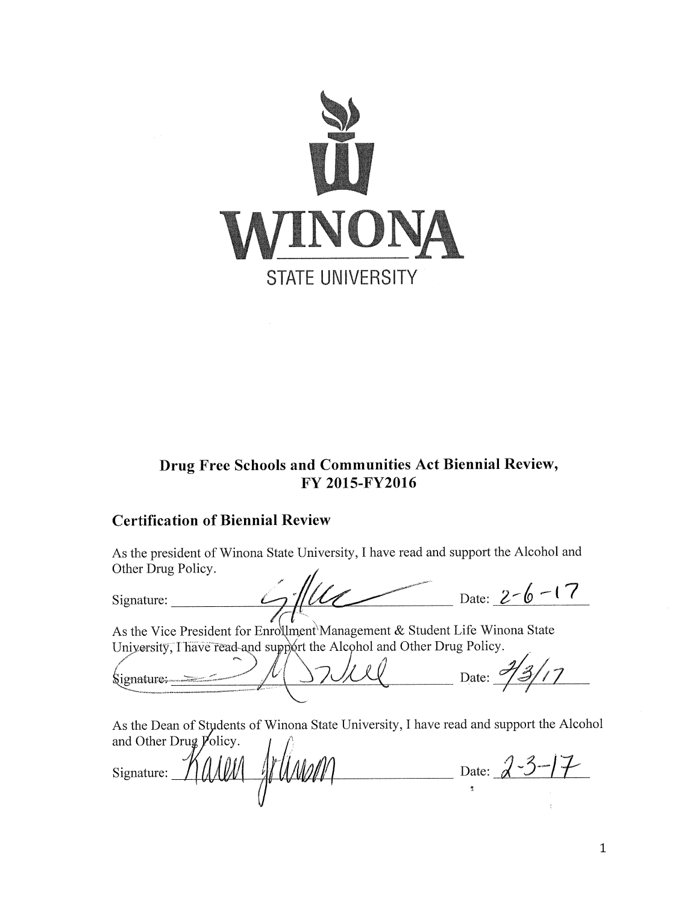WINONA

STATE UNIVERSITY

# Drug Free Schools and Communities Act Biennial Review, FY 2015-FY2016

## Certification of Biennial Review

As the president of Winona State University, I have read and support the Alcohol and Other Drug Policy.

Signature: ____________________ Date: 2-6-17

As the Vice President for Enrollment Management & Student Life Winona State University, I have read and support the Alcohol and Other Drug Policy.

Signature: ____________________ Date: 2/3/17

As the Dean of Students of Winona State University, I have read and support the Alcohol and Other Drug Policy.

Signature: Karen Johnson Date: 2-3-17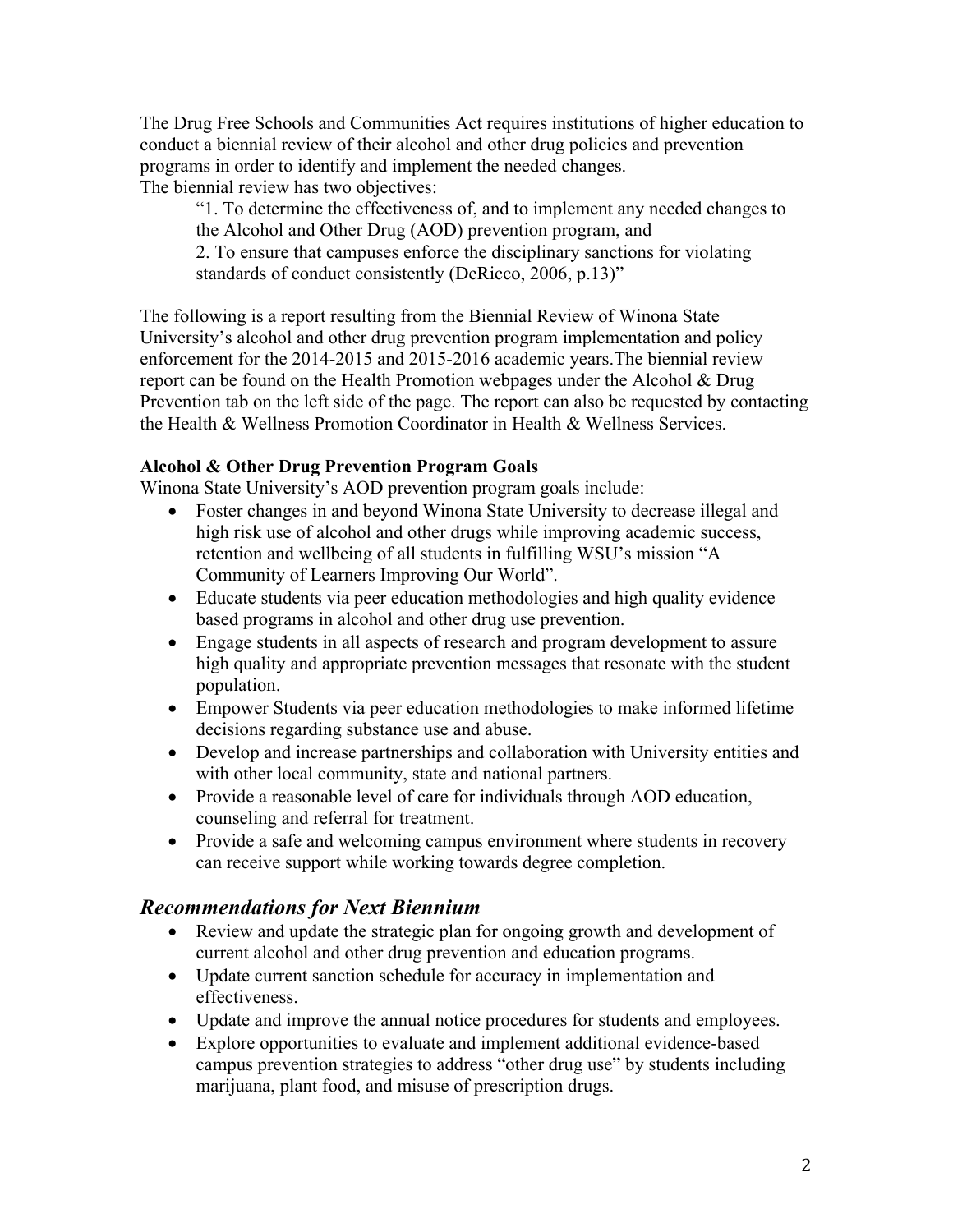The Drug Free Schools and Communities Act requires institutions of higher education to conduct a biennial review of their alcohol and other drug policies and prevention programs in order to identify and implement the needed changes.
The biennial review has two objectives:

> "1. To determine the effectiveness of, and to implement any needed changes to the Alcohol and Other Drug (AOD) prevention program, and
> 2. To ensure that campuses enforce the disciplinary sanctions for violating standards of conduct consistently (DeRicco, 2006, p.13)"

The following is a report resulting from the Biennial Review of Winona State University's alcohol and other drug prevention program implementation and policy enforcement for the 2014-2015 and 2015-2016 academic years.The biennial review report can be found on the Health Promotion webpages under the Alcohol & Drug Prevention tab on the left side of the page. The report can also be requested by contacting the Health & Wellness Promotion Coordinator in Health & Wellness Services.

**Alcohol & Other Drug Prevention Program Goals**

Winona State University's AOD prevention program goals include:

- Foster changes in and beyond Winona State University to decrease illegal and high risk use of alcohol and other drugs while improving academic success, retention and wellbeing of all students in fulfilling WSU's mission "A Community of Learners Improving Our World".
- Educate students via peer education methodologies and high quality evidence based programs in alcohol and other drug use prevention.
- Engage students in all aspects of research and program development to assure high quality and appropriate prevention messages that resonate with the student population.
- Empower Students via peer education methodologies to make informed lifetime decisions regarding substance use and abuse.
- Develop and increase partnerships and collaboration with University entities and with other local community, state and national partners.
- Provide a reasonable level of care for individuals through AOD education, counseling and referral for treatment.
- Provide a safe and welcoming campus environment where students in recovery can receive support while working towards degree completion.

## *Recommendations for Next Biennium*

- Review and update the strategic plan for ongoing growth and development of current alcohol and other drug prevention and education programs.
- Update current sanction schedule for accuracy in implementation and effectiveness.
- Update and improve the annual notice procedures for students and employees.
- Explore opportunities to evaluate and implement additional evidence-based campus prevention strategies to address "other drug use" by students including marijuana, plant food, and misuse of prescription drugs.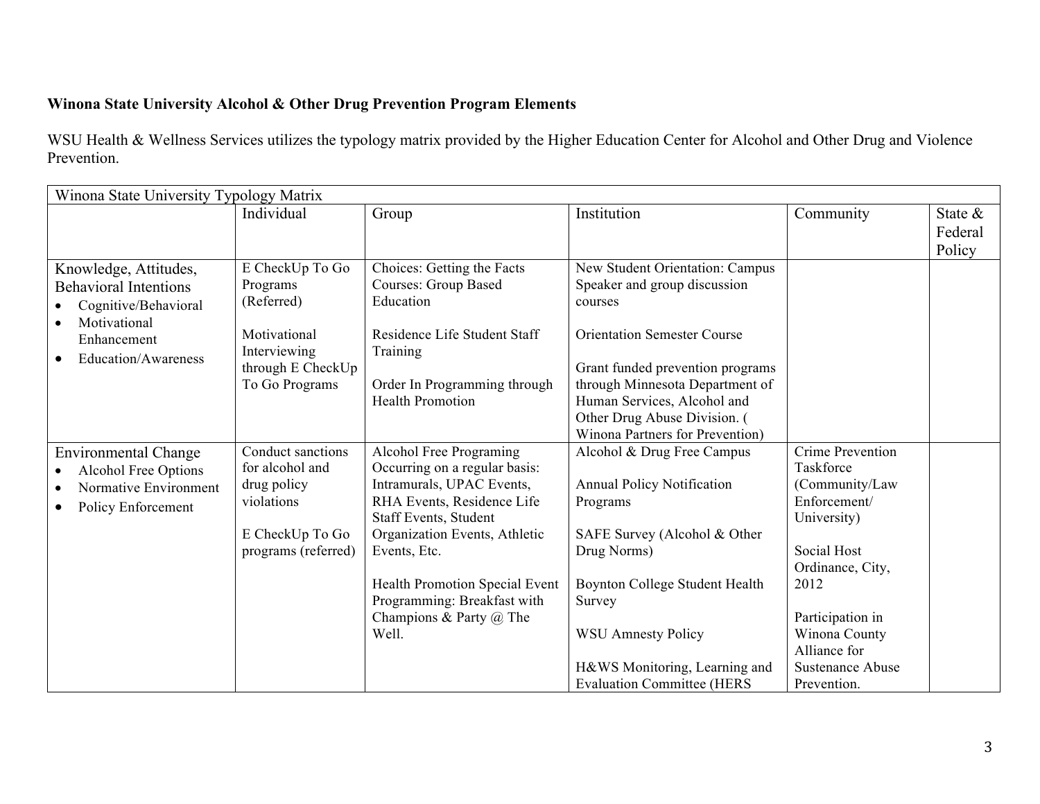**Winona State University Alcohol & Other Drug Prevention Program Elements**

WSU Health & Wellness Services utilizes the typology matrix provided by the Higher Education Center for Alcohol and Other Drug and Violence Prevention.

| Winona State University Typology Matrix | | | | | |
|---|---|---|---|---|---|
| | Individual | Group | Institution | Community | State & Federal Policy |
| Knowledge, Attitudes, Behavioral Intentions<br>• Cognitive/Behavioral<br>• Motivational Enhancement<br>• Education/Awareness | E CheckUp To Go Programs (Referred)<br><br>Motivational Interviewing through E CheckUp To Go Programs | Choices: Getting the Facts Courses: Group Based Education<br><br>Residence Life Student Staff Training<br><br>Order In Programming through Health Promotion | New Student Orientation: Campus Speaker and group discussion courses<br><br>Orientation Semester Course<br><br>Grant funded prevention programs through Minnesota Department of Human Services, Alcohol and Other Drug Abuse Division. ( Winona Partners for Prevention) | | |
| Environmental Change<br>• Alcohol Free Options<br>• Normative Environment<br>• Policy Enforcement | Conduct sanctions for alcohol and drug policy violations<br><br>E CheckUp To Go programs (referred) | Alcohol Free Programing Occurring on a regular basis: Intramurals, UPAC Events, RHA Events, Residence Life Staff Events, Student Organization Events, Athletic Events, Etc.<br><br>Health Promotion Special Event Programming: Breakfast with Champions & Party @ The Well. | Alcohol & Drug Free Campus<br><br>Annual Policy Notification Programs<br><br>SAFE Survey (Alcohol & Other Drug Norms)<br><br>Boynton College Student Health Survey<br><br>WSU Amnesty Policy<br><br>H&WS Monitoring, Learning and Evaluation Committee (HERS | Crime Prevention Taskforce (Community/Law Enforcement/ University)<br><br>Social Host Ordinance, City, 2012<br><br>Participation in Winona County Alliance for Sustenance Abuse Prevention. | |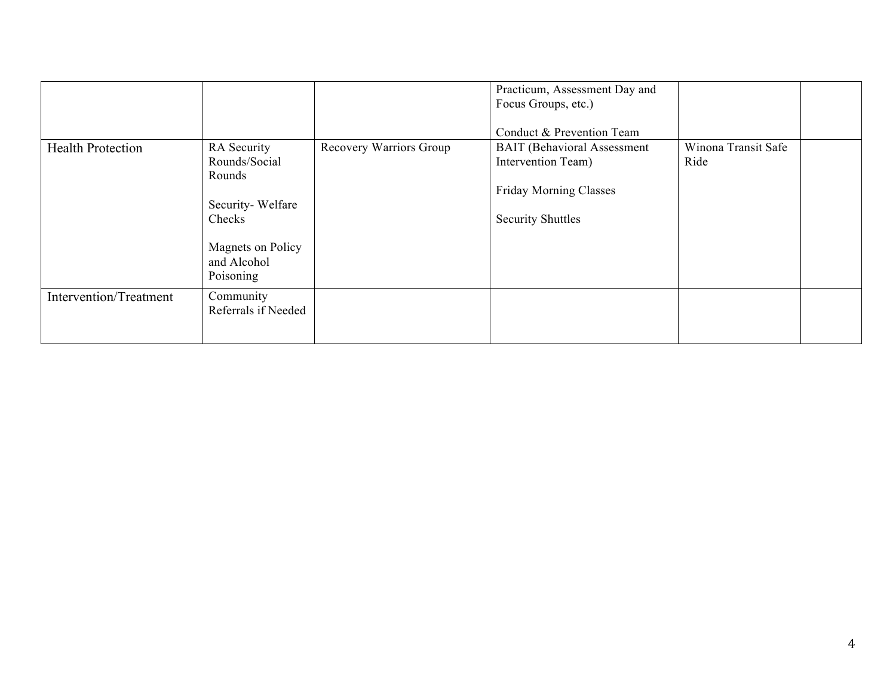| | | | | | |
|---|---|---|---|---|---|
| | | | Practicum, Assessment Day and Focus Groups, etc.)<br><br>Conduct & Prevention Team | | |
| Health Protection | RA Security Rounds/Social Rounds<br><br>Security- Welfare Checks<br><br>Magnets on Policy and Alcohol Poisoning | Recovery Warriors Group | BAIT (Behavioral Assessment Intervention Team)<br><br>Friday Morning Classes<br><br>Security Shuttles | Winona Transit Safe Ride | |
| Intervention/Treatment | Community Referrals if Needed | | | | |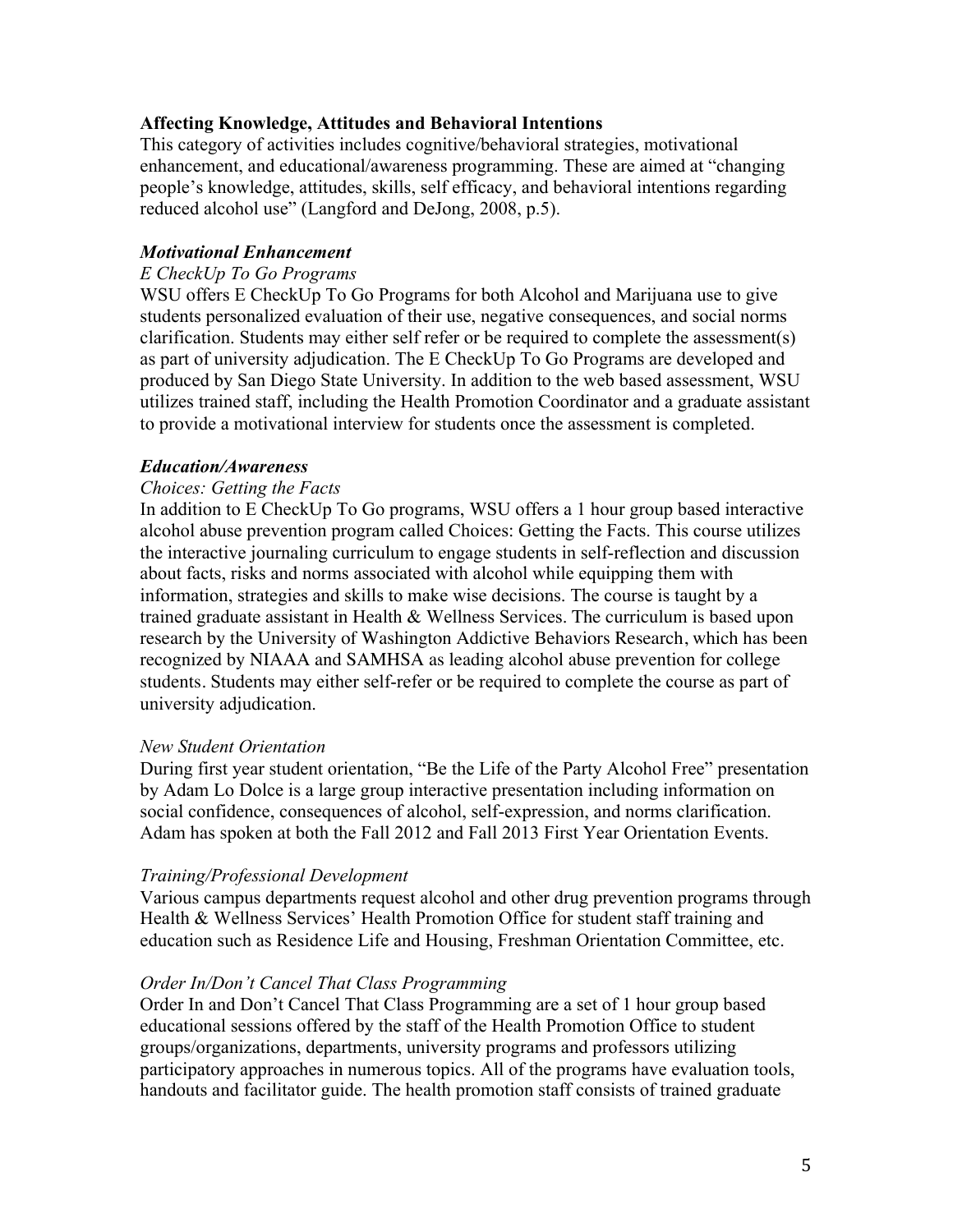**Affecting Knowledge, Attitudes and Behavioral Intentions**

This category of activities includes cognitive/behavioral strategies, motivational enhancement, and educational/awareness programming. These are aimed at "changing people's knowledge, attitudes, skills, self efficacy, and behavioral intentions regarding reduced alcohol use" (Langford and DeJong, 2008, p.5).

***Motivational Enhancement***

*E CheckUp To Go Programs*

WSU offers E CheckUp To Go Programs for both Alcohol and Marijuana use to give students personalized evaluation of their use, negative consequences, and social norms clarification. Students may either self refer or be required to complete the assessment(s) as part of university adjudication. The E CheckUp To Go Programs are developed and produced by San Diego State University. In addition to the web based assessment, WSU utilizes trained staff, including the Health Promotion Coordinator and a graduate assistant to provide a motivational interview for students once the assessment is completed.

***Education/Awareness***

*Choices: Getting the Facts*

In addition to E CheckUp To Go programs, WSU offers a 1 hour group based interactive alcohol abuse prevention program called Choices: Getting the Facts. This course utilizes the interactive journaling curriculum to engage students in self-reflection and discussion about facts, risks and norms associated with alcohol while equipping them with information, strategies and skills to make wise decisions. The course is taught by a trained graduate assistant in Health & Wellness Services. The curriculum is based upon research by the University of Washington Addictive Behaviors Research, which has been recognized by NIAAA and SAMHSA as leading alcohol abuse prevention for college students. Students may either self-refer or be required to complete the course as part of university adjudication.

*New Student Orientation*

During first year student orientation, "Be the Life of the Party Alcohol Free" presentation by Adam Lo Dolce is a large group interactive presentation including information on social confidence, consequences of alcohol, self-expression, and norms clarification. Adam has spoken at both the Fall 2012 and Fall 2013 First Year Orientation Events.

*Training/Professional Development*

Various campus departments request alcohol and other drug prevention programs through Health & Wellness Services' Health Promotion Office for student staff training and education such as Residence Life and Housing, Freshman Orientation Committee, etc.

*Order In/Don't Cancel That Class Programming*

Order In and Don't Cancel That Class Programming are a set of 1 hour group based educational sessions offered by the staff of the Health Promotion Office to student groups/organizations, departments, university programs and professors utilizing participatory approaches in numerous topics. All of the programs have evaluation tools, handouts and facilitator guide. The health promotion staff consists of trained graduate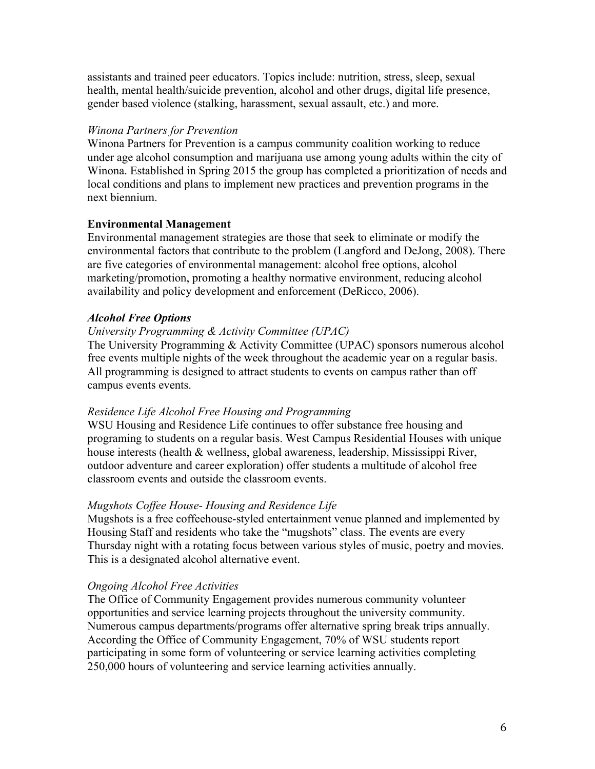assistants and trained peer educators. Topics include: nutrition, stress, sleep, sexual health, mental health/suicide prevention, alcohol and other drugs, digital life presence, gender based violence (stalking, harassment, sexual assault, etc.) and more.

*Winona Partners for Prevention*

Winona Partners for Prevention is a campus community coalition working to reduce under age alcohol consumption and marijuana use among young adults within the city of Winona. Established in Spring 2015 the group has completed a prioritization of needs and local conditions and plans to implement new practices and prevention programs in the next biennium.

**Environmental Management**

Environmental management strategies are those that seek to eliminate or modify the environmental factors that contribute to the problem (Langford and DeJong, 2008). There are five categories of environmental management: alcohol free options, alcohol marketing/promotion, promoting a healthy normative environment, reducing alcohol availability and policy development and enforcement (DeRicco, 2006).

***Alcohol Free Options***

*University Programming & Activity Committee (UPAC)*

The University Programming & Activity Committee (UPAC) sponsors numerous alcohol free events multiple nights of the week throughout the academic year on a regular basis. All programming is designed to attract students to events on campus rather than off campus events events.

*Residence Life Alcohol Free Housing and Programming*

WSU Housing and Residence Life continues to offer substance free housing and programing to students on a regular basis. West Campus Residential Houses with unique house interests (health & wellness, global awareness, leadership, Mississippi River, outdoor adventure and career exploration) offer students a multitude of alcohol free classroom events and outside the classroom events.

*Mugshots Coffee House- Housing and Residence Life*

Mugshots is a free coffeehouse-styled entertainment venue planned and implemented by Housing Staff and residents who take the "mugshots" class. The events are every Thursday night with a rotating focus between various styles of music, poetry and movies. This is a designated alcohol alternative event.

*Ongoing Alcohol Free Activities*

The Office of Community Engagement provides numerous community volunteer opportunities and service learning projects throughout the university community. Numerous campus departments/programs offer alternative spring break trips annually. According the Office of Community Engagement, 70% of WSU students report participating in some form of volunteering or service learning activities completing 250,000 hours of volunteering and service learning activities annually.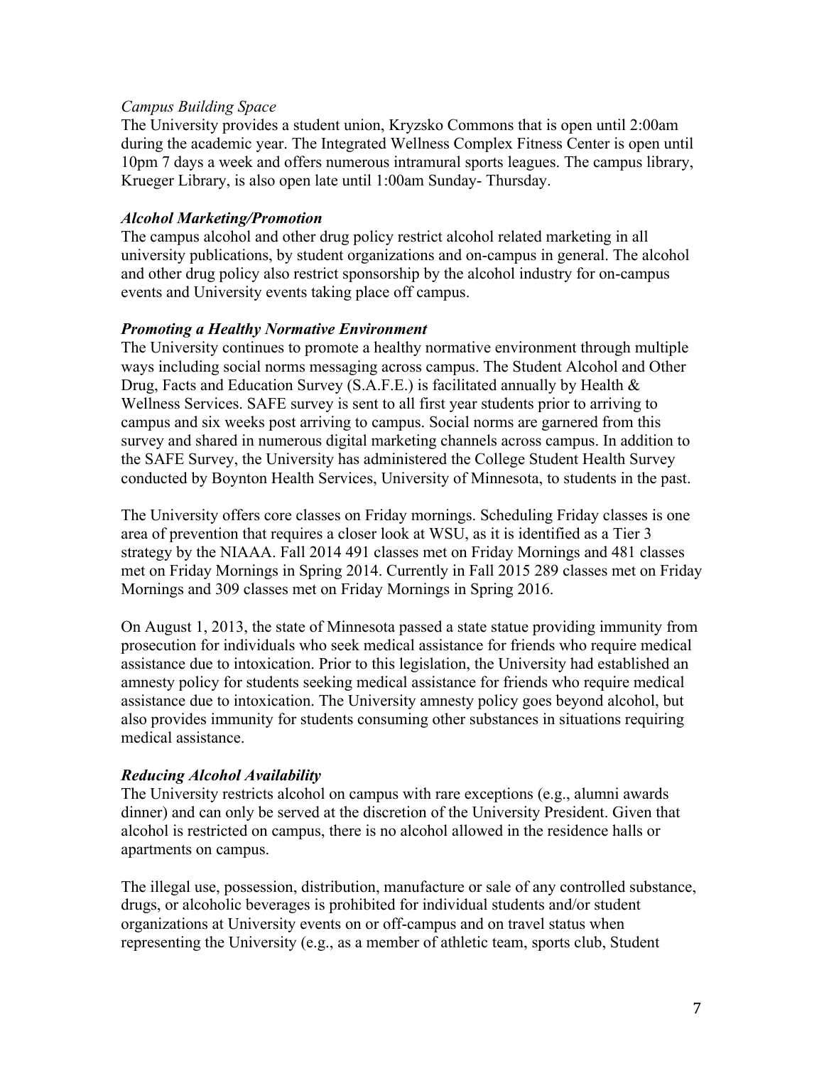*Campus Building Space*

The University provides a student union, Kryzsko Commons that is open until 2:00am during the academic year. The Integrated Wellness Complex Fitness Center is open until 10pm 7 days a week and offers numerous intramural sports leagues. The campus library, Krueger Library, is also open late until 1:00am Sunday- Thursday.

***Alcohol Marketing/Promotion***

The campus alcohol and other drug policy restrict alcohol related marketing in all university publications, by student organizations and on-campus in general. The alcohol and other drug policy also restrict sponsorship by the alcohol industry for on-campus events and University events taking place off campus.

***Promoting a Healthy Normative Environment***

The University continues to promote a healthy normative environment through multiple ways including social norms messaging across campus. The Student Alcohol and Other Drug, Facts and Education Survey (S.A.F.E.) is facilitated annually by Health & Wellness Services. SAFE survey is sent to all first year students prior to arriving to campus and six weeks post arriving to campus. Social norms are garnered from this survey and shared in numerous digital marketing channels across campus. In addition to the SAFE Survey, the University has administered the College Student Health Survey conducted by Boynton Health Services, University of Minnesota, to students in the past.

The University offers core classes on Friday mornings. Scheduling Friday classes is one area of prevention that requires a closer look at WSU, as it is identified as a Tier 3 strategy by the NIAAA. Fall 2014 491 classes met on Friday Mornings and 481 classes met on Friday Mornings in Spring 2014. Currently in Fall 2015 289 classes met on Friday Mornings and 309 classes met on Friday Mornings in Spring 2016.

On August 1, 2013, the state of Minnesota passed a state statue providing immunity from prosecution for individuals who seek medical assistance for friends who require medical assistance due to intoxication. Prior to this legislation, the University had established an amnesty policy for students seeking medical assistance for friends who require medical assistance due to intoxication. The University amnesty policy goes beyond alcohol, but also provides immunity for students consuming other substances in situations requiring medical assistance.

***Reducing Alcohol Availability***

The University restricts alcohol on campus with rare exceptions (e.g., alumni awards dinner) and can only be served at the discretion of the University President. Given that alcohol is restricted on campus, there is no alcohol allowed in the residence halls or apartments on campus.

The illegal use, possession, distribution, manufacture or sale of any controlled substance, drugs, or alcoholic beverages is prohibited for individual students and/or student organizations at University events on or off-campus and on travel status when representing the University (e.g., as a member of athletic team, sports club, Student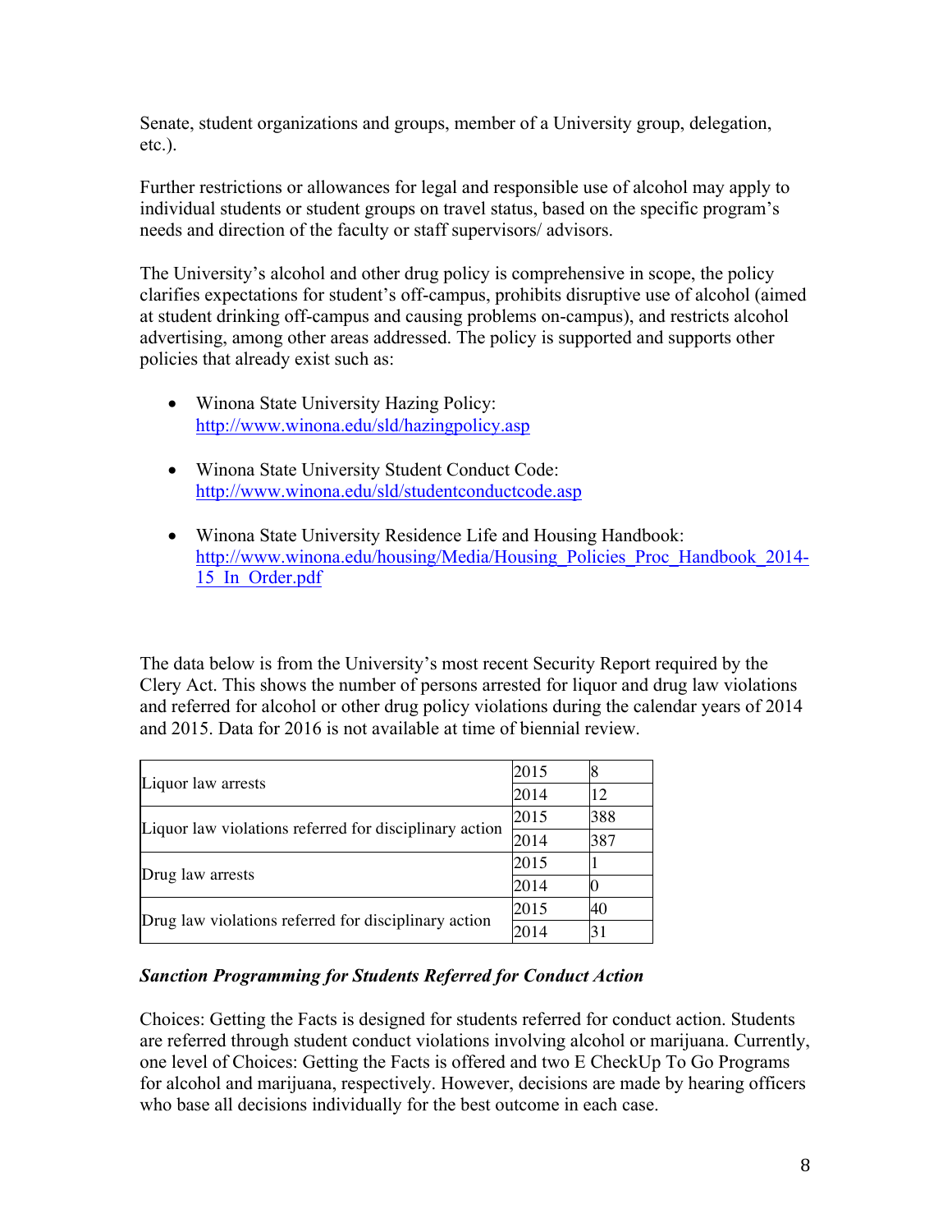Senate, student organizations and groups, member of a University group, delegation, etc.).

Further restrictions or allowances for legal and responsible use of alcohol may apply to individual students or student groups on travel status, based on the specific program's needs and direction of the faculty or staff supervisors/ advisors.

The University's alcohol and other drug policy is comprehensive in scope, the policy clarifies expectations for student's off-campus, prohibits disruptive use of alcohol (aimed at student drinking off-campus and causing problems on-campus), and restricts alcohol advertising, among other areas addressed. The policy is supported and supports other policies that already exist such as:

- Winona State University Hazing Policy: [http://www.winona.edu/sld/hazingpolicy.asp](http://www.winona.edu/sld/hazingpolicy.asp)
- Winona State University Student Conduct Code: [http://www.winona.edu/sld/studentconductcode.asp](http://www.winona.edu/sld/studentconductcode.asp)
- Winona State University Residence Life and Housing Handbook: [http://www.winona.edu/housing/Media/Housing_Policies_Proc_Handbook_2014-15_In_Order.pdf](http://www.winona.edu/housing/Media/Housing_Policies_Proc_Handbook_2014-15_In_Order.pdf)

The data below is from the University's most recent Security Report required by the Clery Act. This shows the number of persons arrested for liquor and drug law violations and referred for alcohol or other drug policy violations during the calendar years of 2014 and 2015. Data for 2016 is not available at time of biennial review.

| | | |
|---|---|---|
| Liquor law arrests | 2015 | 8 |
| | 2014 | 12 |
| Liquor law violations referred for disciplinary action | 2015 | 388 |
| | 2014 | 387 |
| Drug law arrests | 2015 | 1 |
| | 2014 | 0 |
| Drug law violations referred for disciplinary action | 2015 | 40 |
| | 2014 | 31 |

***Sanction Programming for Students Referred for Conduct Action***

Choices: Getting the Facts is designed for students referred for conduct action. Students are referred through student conduct violations involving alcohol or marijuana. Currently, one level of Choices: Getting the Facts is offered and two E CheckUp To Go Programs for alcohol and marijuana, respectively. However, decisions are made by hearing officers who base all decisions individually for the best outcome in each case.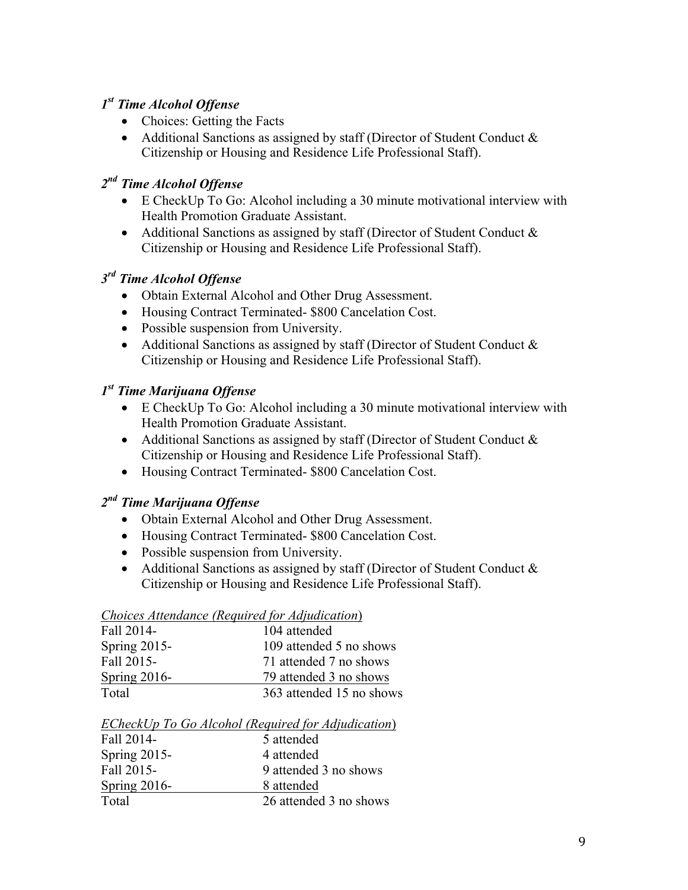### *1st Time Alcohol Offense*

- Choices: Getting the Facts
- Additional Sanctions as assigned by staff (Director of Student Conduct & Citizenship or Housing and Residence Life Professional Staff).

### *2nd Time Alcohol Offense*

- E CheckUp To Go: Alcohol including a 30 minute motivational interview with Health Promotion Graduate Assistant.
- Additional Sanctions as assigned by staff (Director of Student Conduct & Citizenship or Housing and Residence Life Professional Staff).

### *3rd Time Alcohol Offense*

- Obtain External Alcohol and Other Drug Assessment.
- Housing Contract Terminated- $800 Cancelation Cost.
- Possible suspension from University.
- Additional Sanctions as assigned by staff (Director of Student Conduct & Citizenship or Housing and Residence Life Professional Staff).

### *1st Time Marijuana Offense*

- E CheckUp To Go: Alcohol including a 30 minute motivational interview with Health Promotion Graduate Assistant.
- Additional Sanctions as assigned by staff (Director of Student Conduct & Citizenship or Housing and Residence Life Professional Staff).
- Housing Contract Terminated- $800 Cancelation Cost.

### *2nd Time Marijuana Offense*

- Obtain External Alcohol and Other Drug Assessment.
- Housing Contract Terminated- $800 Cancelation Cost.
- Possible suspension from University.
- Additional Sanctions as assigned by staff (Director of Student Conduct & Citizenship or Housing and Residence Life Professional Staff).

*Choices Attendance (Required for Adjudication)*

| Semester | Attendance |
|---|---|
| Fall 2014- | 104 attended |
| Spring 2015- | 109 attended 5 no shows |
| Fall 2015- | 71 attended 7 no shows |
| Spring 2016- | 79 attended 3 no shows |
| Total | 363 attended 15 no shows |

*ECheckUp To Go Alcohol (Required for Adjudication)*

| Semester | Attendance |
|---|---|
| Fall 2014- | 5 attended |
| Spring 2015- | 4 attended |
| Fall 2015- | 9 attended 3 no shows |
| Spring 2016- | 8 attended |
| Total | 26 attended 3 no shows |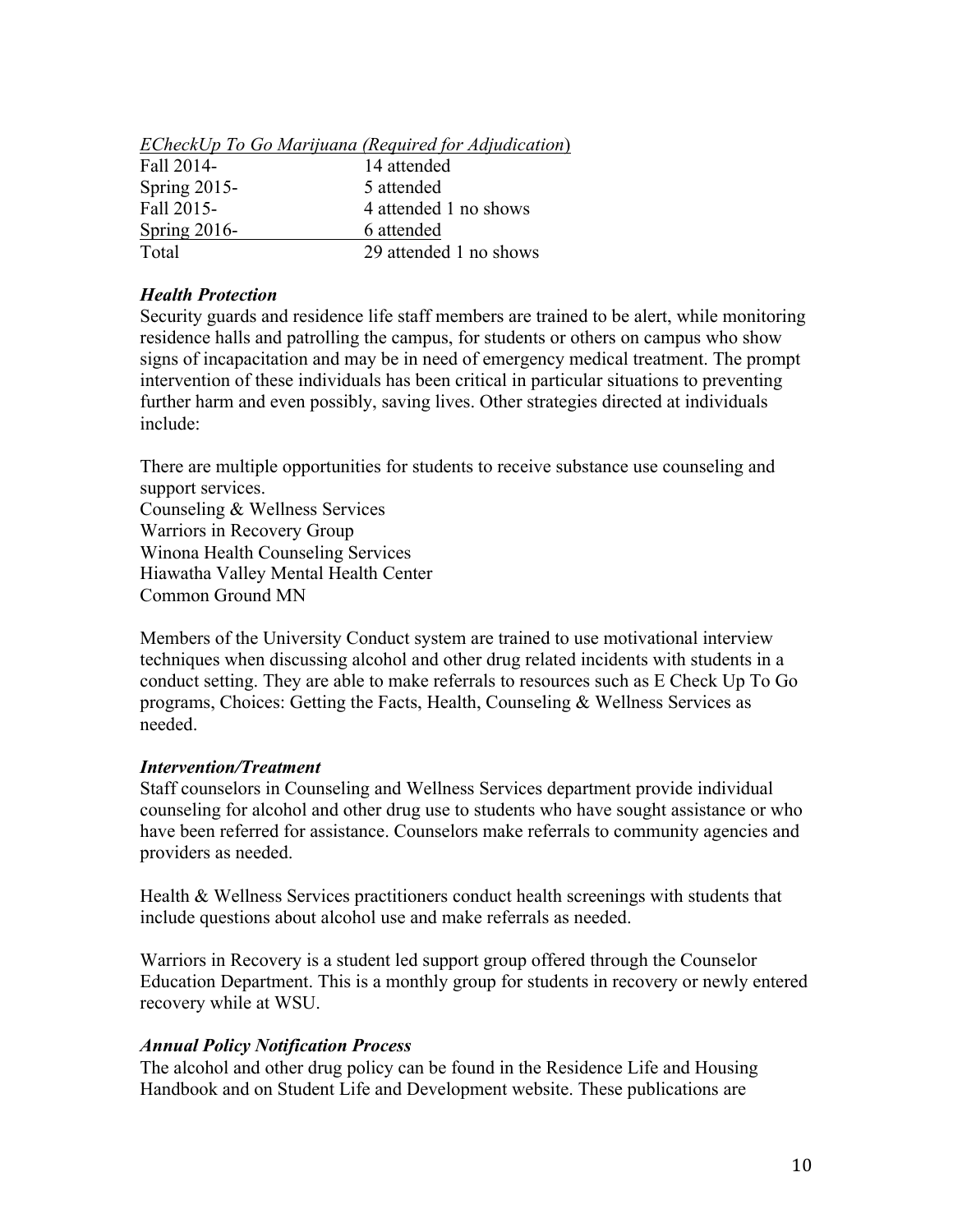*ECheckUp To Go Marijuana (Required for Adjudication)*

| | |
|---|---|
| Fall 2014- | 14 attended |
| Spring 2015- | 5 attended |
| Fall 2015- | 4 attended 1 no shows |
| Spring 2016- | 6 attended |
| Total | 29 attended 1 no shows |

### *Health Protection*

Security guards and residence life staff members are trained to be alert, while monitoring residence halls and patrolling the campus, for students or others on campus who show signs of incapacitation and may be in need of emergency medical treatment. The prompt intervention of these individuals has been critical in particular situations to preventing further harm and even possibly, saving lives. Other strategies directed at individuals include:

There are multiple opportunities for students to receive substance use counseling and support services.
Counseling & Wellness Services
Warriors in Recovery Group
Winona Health Counseling Services
Hiawatha Valley Mental Health Center
Common Ground MN

Members of the University Conduct system are trained to use motivational interview techniques when discussing alcohol and other drug related incidents with students in a conduct setting. They are able to make referrals to resources such as E Check Up To Go programs, Choices: Getting the Facts, Health, Counseling & Wellness Services as needed.

### *Intervention/Treatment*

Staff counselors in Counseling and Wellness Services department provide individual counseling for alcohol and other drug use to students who have sought assistance or who have been referred for assistance. Counselors make referrals to community agencies and providers as needed.

Health & Wellness Services practitioners conduct health screenings with students that include questions about alcohol use and make referrals as needed.

Warriors in Recovery is a student led support group offered through the Counselor Education Department. This is a monthly group for students in recovery or newly entered recovery while at WSU.

### *Annual Policy Notification Process*

The alcohol and other drug policy can be found in the Residence Life and Housing Handbook and on Student Life and Development website. These publications are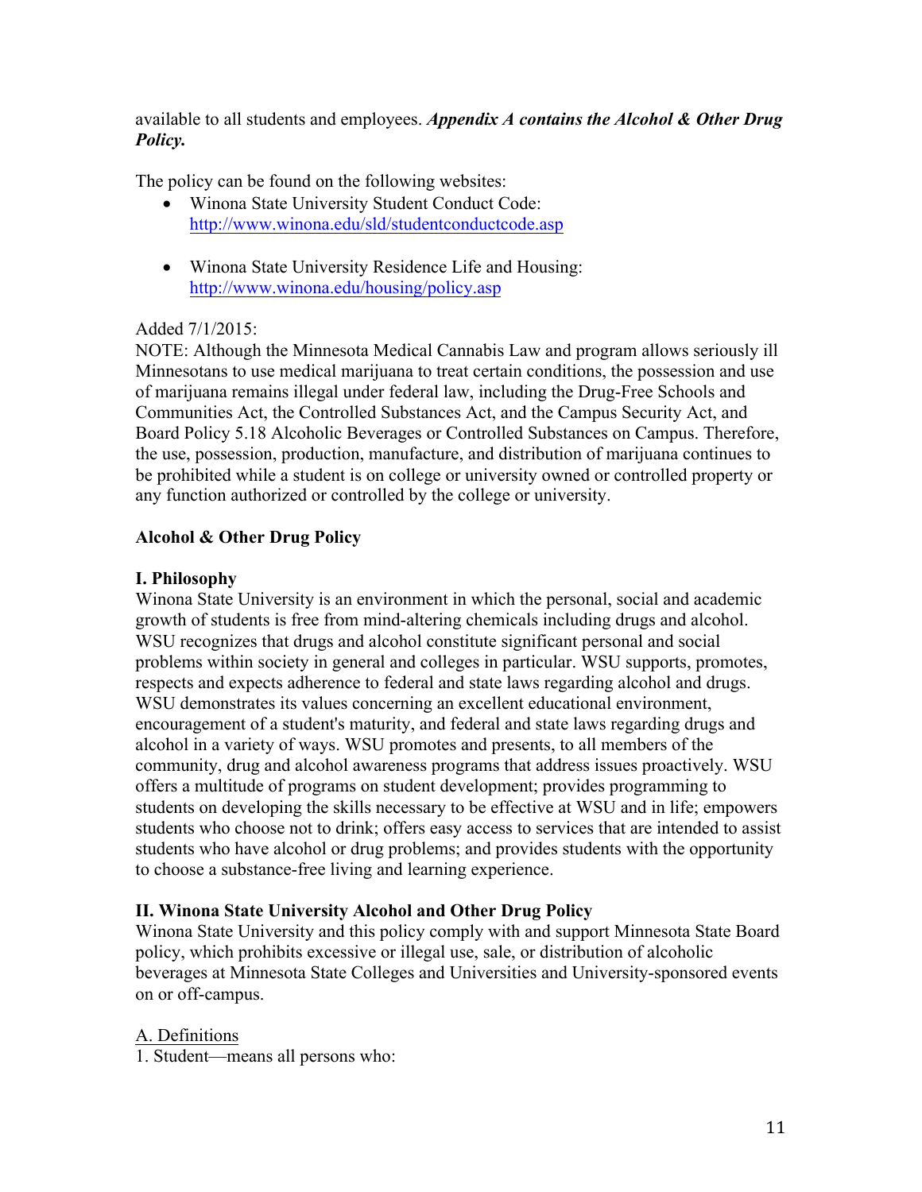available to all students and employees. ***Appendix A contains the Alcohol & Other Drug Policy.***

The policy can be found on the following websites:

- Winona State University Student Conduct Code: http://www.winona.edu/sld/studentconductcode.asp
- Winona State University Residence Life and Housing: http://www.winona.edu/housing/policy.asp

Added 7/1/2015:
NOTE: Although the Minnesota Medical Cannabis Law and program allows seriously ill Minnesotans to use medical marijuana to treat certain conditions, the possession and use of marijuana remains illegal under federal law, including the Drug-Free Schools and Communities Act, the Controlled Substances Act, and the Campus Security Act, and Board Policy 5.18 Alcoholic Beverages or Controlled Substances on Campus. Therefore, the use, possession, production, manufacture, and distribution of marijuana continues to be prohibited while a student is on college or university owned or controlled property or any function authorized or controlled by the college or university.

## Alcohol & Other Drug Policy

### I. Philosophy

Winona State University is an environment in which the personal, social and academic growth of students is free from mind-altering chemicals including drugs and alcohol. WSU recognizes that drugs and alcohol constitute significant personal and social problems within society in general and colleges in particular. WSU supports, promotes, respects and expects adherence to federal and state laws regarding alcohol and drugs. WSU demonstrates its values concerning an excellent educational environment, encouragement of a student's maturity, and federal and state laws regarding drugs and alcohol in a variety of ways. WSU promotes and presents, to all members of the community, drug and alcohol awareness programs that address issues proactively. WSU offers a multitude of programs on student development; provides programming to students on developing the skills necessary to be effective at WSU and in life; empowers students who choose not to drink; offers easy access to services that are intended to assist students who have alcohol or drug problems; and provides students with the opportunity to choose a substance-free living and learning experience.

### II. Winona State University Alcohol and Other Drug Policy

Winona State University and this policy comply with and support Minnesota State Board policy, which prohibits excessive or illegal use, sale, or distribution of alcoholic beverages at Minnesota State Colleges and Universities and University-sponsored events on or off-campus.

<u>A. Definitions</u>

1. Student—means all persons who: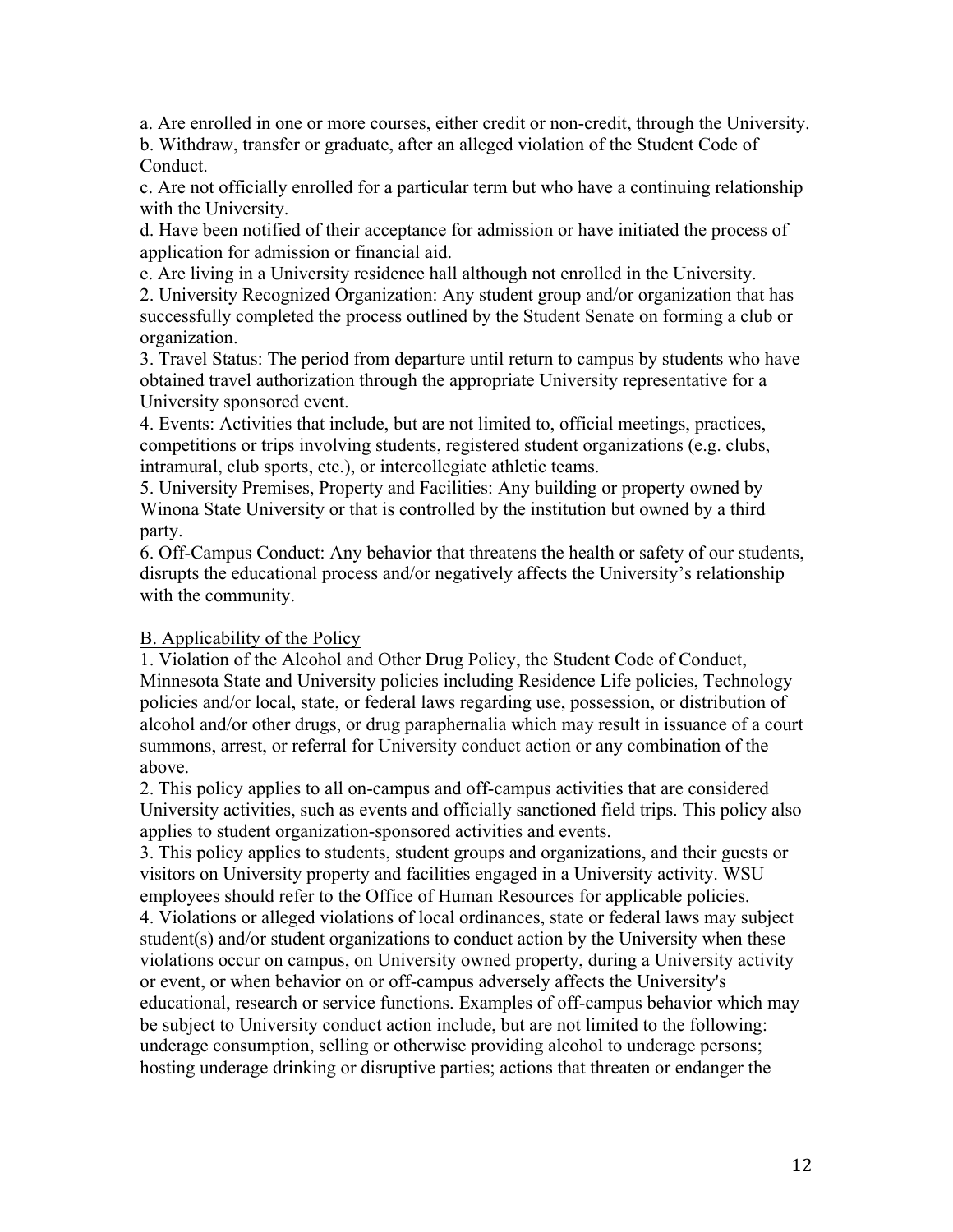a. Are enrolled in one or more courses, either credit or non-credit, through the University.
b. Withdraw, transfer or graduate, after an alleged violation of the Student Code of Conduct.
c. Are not officially enrolled for a particular term but who have a continuing relationship with the University.
d. Have been notified of their acceptance for admission or have initiated the process of application for admission or financial aid.
e. Are living in a University residence hall although not enrolled in the University.

2. University Recognized Organization: Any student group and/or organization that has successfully completed the process outlined by the Student Senate on forming a club or organization.
3. Travel Status: The period from departure until return to campus by students who have obtained travel authorization through the appropriate University representative for a University sponsored event.
4. Events: Activities that include, but are not limited to, official meetings, practices, competitions or trips involving students, registered student organizations (e.g. clubs, intramural, club sports, etc.), or intercollegiate athletic teams.
5. University Premises, Property and Facilities: Any building or property owned by Winona State University or that is controlled by the institution but owned by a third party.
6. Off-Campus Conduct: Any behavior that threatens the health or safety of our students, disrupts the educational process and/or negatively affects the University's relationship with the community.

<u>B. Applicability of the Policy</u>

1. Violation of the Alcohol and Other Drug Policy, the Student Code of Conduct, Minnesota State and University policies including Residence Life policies, Technology policies and/or local, state, or federal laws regarding use, possession, or distribution of alcohol and/or other drugs, or drug paraphernalia which may result in issuance of a court summons, arrest, or referral for University conduct action or any combination of the above.
2. This policy applies to all on-campus and off-campus activities that are considered University activities, such as events and officially sanctioned field trips. This policy also applies to student organization-sponsored activities and events.
3. This policy applies to students, student groups and organizations, and their guests or visitors on University property and facilities engaged in a University activity. WSU employees should refer to the Office of Human Resources for applicable policies.
4. Violations or alleged violations of local ordinances, state or federal laws may subject student(s) and/or student organizations to conduct action by the University when these violations occur on campus, on University owned property, during a University activity or event, or when behavior on or off-campus adversely affects the University's educational, research or service functions. Examples of off-campus behavior which may be subject to University conduct action include, but are not limited to the following: underage consumption, selling or otherwise providing alcohol to underage persons; hosting underage drinking or disruptive parties; actions that threaten or endanger the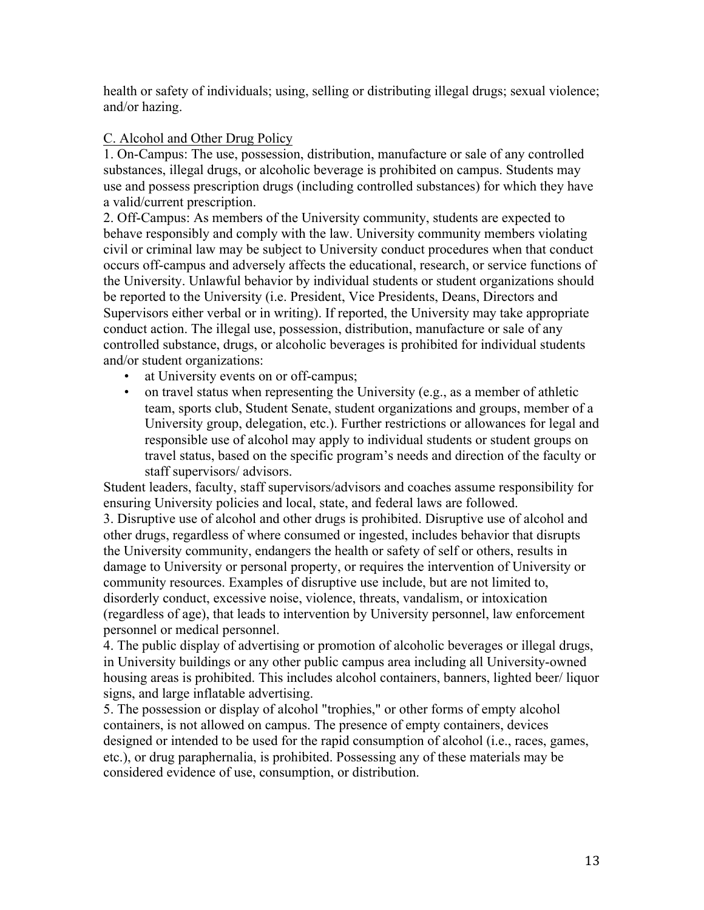health or safety of individuals; using, selling or distributing illegal drugs; sexual violence; and/or hazing.

C. Alcohol and Other Drug Policy

1. On-Campus: The use, possession, distribution, manufacture or sale of any controlled substances, illegal drugs, or alcoholic beverage is prohibited on campus. Students may use and possess prescription drugs (including controlled substances) for which they have a valid/current prescription.

2. Off-Campus: As members of the University community, students are expected to behave responsibly and comply with the law. University community members violating civil or criminal law may be subject to University conduct procedures when that conduct occurs off-campus and adversely affects the educational, research, or service functions of the University. Unlawful behavior by individual students or student organizations should be reported to the University (i.e. President, Vice Presidents, Deans, Directors and Supervisors either verbal or in writing). If reported, the University may take appropriate conduct action. The illegal use, possession, distribution, manufacture or sale of any controlled substance, drugs, or alcoholic beverages is prohibited for individual students and/or student organizations:

- at University events on or off-campus;
- on travel status when representing the University (e.g., as a member of athletic team, sports club, Student Senate, student organizations and groups, member of a University group, delegation, etc.). Further restrictions or allowances for legal and responsible use of alcohol may apply to individual students or student groups on travel status, based on the specific program's needs and direction of the faculty or staff supervisors/ advisors.

Student leaders, faculty, staff supervisors/advisors and coaches assume responsibility for ensuring University policies and local, state, and federal laws are followed.

3. Disruptive use of alcohol and other drugs is prohibited. Disruptive use of alcohol and other drugs, regardless of where consumed or ingested, includes behavior that disrupts the University community, endangers the health or safety of self or others, results in damage to University or personal property, or requires the intervention of University or community resources. Examples of disruptive use include, but are not limited to, disorderly conduct, excessive noise, violence, threats, vandalism, or intoxication (regardless of age), that leads to intervention by University personnel, law enforcement personnel or medical personnel.

4. The public display of advertising or promotion of alcoholic beverages or illegal drugs, in University buildings or any other public campus area including all University-owned housing areas is prohibited. This includes alcohol containers, banners, lighted beer/ liquor signs, and large inflatable advertising.

5. The possession or display of alcohol "trophies," or other forms of empty alcohol containers, is not allowed on campus. The presence of empty containers, devices designed or intended to be used for the rapid consumption of alcohol (i.e., races, games, etc.), or drug paraphernalia, is prohibited. Possessing any of these materials may be considered evidence of use, consumption, or distribution.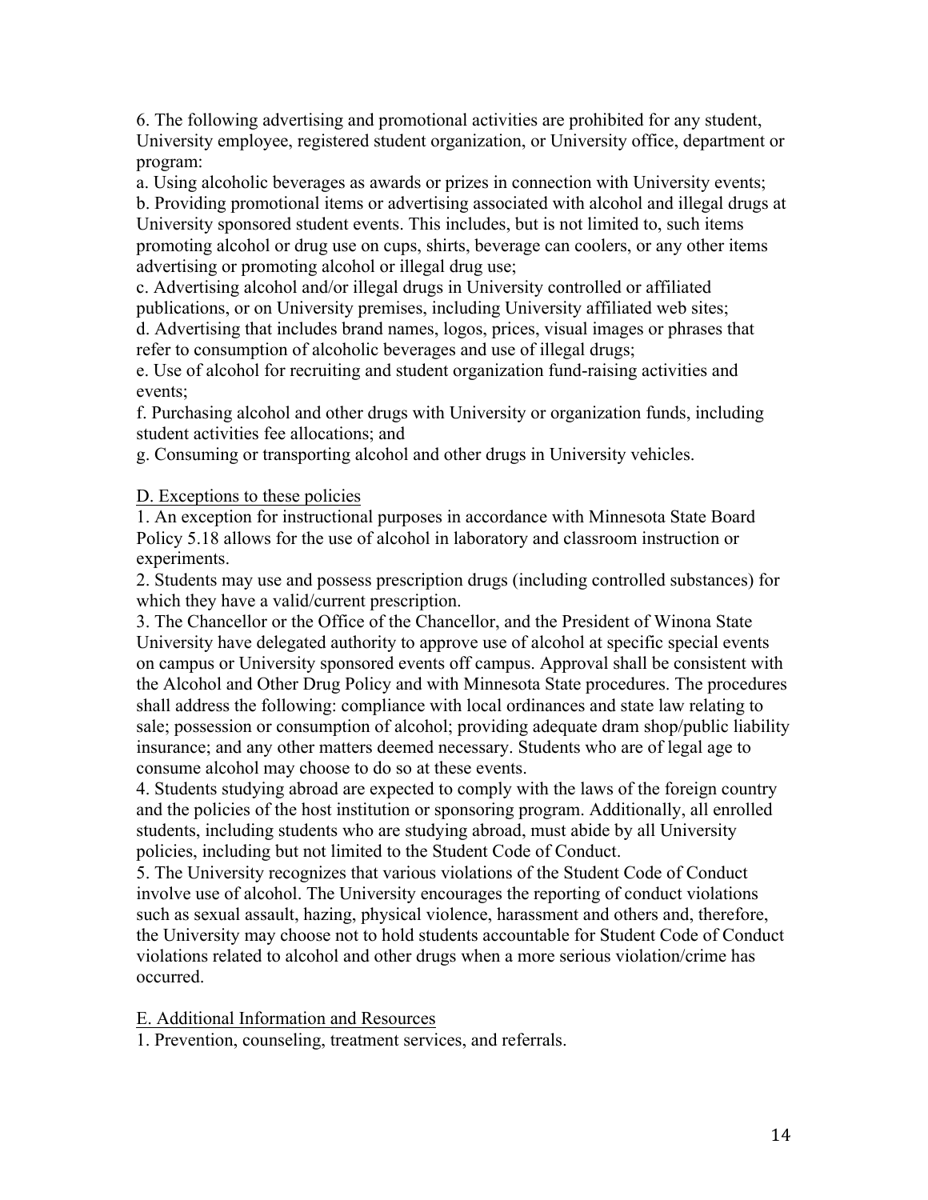6. The following advertising and promotional activities are prohibited for any student, University employee, registered student organization, or University office, department or program:

a. Using alcoholic beverages as awards or prizes in connection with University events;

b. Providing promotional items or advertising associated with alcohol and illegal drugs at University sponsored student events. This includes, but is not limited to, such items promoting alcohol or drug use on cups, shirts, beverage can coolers, or any other items advertising or promoting alcohol or illegal drug use;

c. Advertising alcohol and/or illegal drugs in University controlled or affiliated publications, or on University premises, including University affiliated web sites;

d. Advertising that includes brand names, logos, prices, visual images or phrases that refer to consumption of alcoholic beverages and use of illegal drugs;

e. Use of alcohol for recruiting and student organization fund-raising activities and events;

f. Purchasing alcohol and other drugs with University or organization funds, including student activities fee allocations; and

g. Consuming or transporting alcohol and other drugs in University vehicles.

<u>D. Exceptions to these policies</u>

1. An exception for instructional purposes in accordance with Minnesota State Board Policy 5.18 allows for the use of alcohol in laboratory and classroom instruction or experiments.

2. Students may use and possess prescription drugs (including controlled substances) for which they have a valid/current prescription.

3. The Chancellor or the Office of the Chancellor, and the President of Winona State University have delegated authority to approve use of alcohol at specific special events on campus or University sponsored events off campus. Approval shall be consistent with the Alcohol and Other Drug Policy and with Minnesota State procedures. The procedures shall address the following: compliance with local ordinances and state law relating to sale; possession or consumption of alcohol; providing adequate dram shop/public liability insurance; and any other matters deemed necessary. Students who are of legal age to consume alcohol may choose to do so at these events.

4. Students studying abroad are expected to comply with the laws of the foreign country and the policies of the host institution or sponsoring program. Additionally, all enrolled students, including students who are studying abroad, must abide by all University policies, including but not limited to the Student Code of Conduct.

5. The University recognizes that various violations of the Student Code of Conduct involve use of alcohol. The University encourages the reporting of conduct violations such as sexual assault, hazing, physical violence, harassment and others and, therefore, the University may choose not to hold students accountable for Student Code of Conduct violations related to alcohol and other drugs when a more serious violation/crime has occurred.

<u>E. Additional Information and Resources</u>

1. Prevention, counseling, treatment services, and referrals.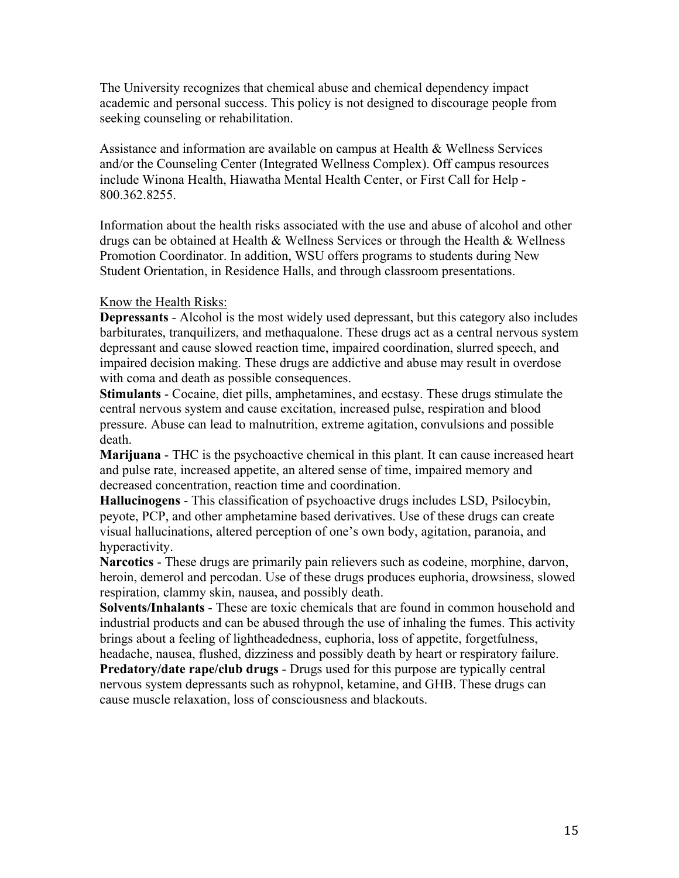The University recognizes that chemical abuse and chemical dependency impact academic and personal success. This policy is not designed to discourage people from seeking counseling or rehabilitation.

Assistance and information are available on campus at Health & Wellness Services and/or the Counseling Center (Integrated Wellness Complex). Off campus resources include Winona Health, Hiawatha Mental Health Center, or First Call for Help - 800.362.8255.

Information about the health risks associated with the use and abuse of alcohol and other drugs can be obtained at Health & Wellness Services or through the Health & Wellness Promotion Coordinator. In addition, WSU offers programs to students during New Student Orientation, in Residence Halls, and through classroom presentations.

Know the Health Risks:

**Depressants** - Alcohol is the most widely used depressant, but this category also includes barbiturates, tranquilizers, and methaqualone. These drugs act as a central nervous system depressant and cause slowed reaction time, impaired coordination, slurred speech, and impaired decision making. These drugs are addictive and abuse may result in overdose with coma and death as possible consequences.

**Stimulants** - Cocaine, diet pills, amphetamines, and ecstasy. These drugs stimulate the central nervous system and cause excitation, increased pulse, respiration and blood pressure. Abuse can lead to malnutrition, extreme agitation, convulsions and possible death.

**Marijuana** - THC is the psychoactive chemical in this plant. It can cause increased heart and pulse rate, increased appetite, an altered sense of time, impaired memory and decreased concentration, reaction time and coordination.

**Hallucinogens** - This classification of psychoactive drugs includes LSD, Psilocybin, peyote, PCP, and other amphetamine based derivatives. Use of these drugs can create visual hallucinations, altered perception of one's own body, agitation, paranoia, and hyperactivity.

**Narcotics** - These drugs are primarily pain relievers such as codeine, morphine, darvon, heroin, demerol and percodan. Use of these drugs produces euphoria, drowsiness, slowed respiration, clammy skin, nausea, and possibly death.

**Solvents/Inhalants** - These are toxic chemicals that are found in common household and industrial products and can be abused through the use of inhaling the fumes. This activity brings about a feeling of lightheadedness, euphoria, loss of appetite, forgetfulness, headache, nausea, flushed, dizziness and possibly death by heart or respiratory failure.

**Predatory/date rape/club drugs** - Drugs used for this purpose are typically central nervous system depressants such as rohypnol, ketamine, and GHB. These drugs can cause muscle relaxation, loss of consciousness and blackouts.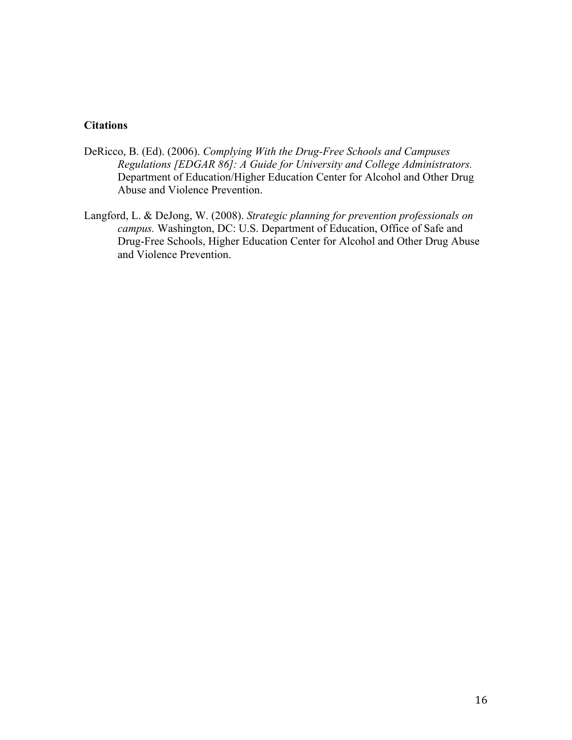**Citations**

DeRicco, B. (Ed). (2006). *Complying With the Drug-Free Schools and Campuses Regulations [EDGAR 86]: A Guide for University and College Administrators.* Department of Education/Higher Education Center for Alcohol and Other Drug Abuse and Violence Prevention.

Langford, L. & DeJong, W. (2008). *Strategic planning for prevention professionals on campus.* Washington, DC: U.S. Department of Education, Office of Safe and Drug-Free Schools, Higher Education Center for Alcohol and Other Drug Abuse and Violence Prevention.